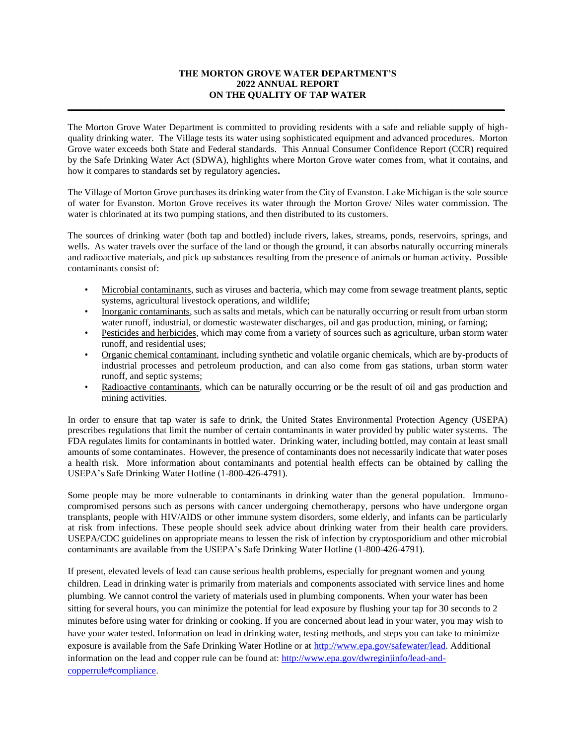# THE MORTON GROVE WATER DEPARTMENT'S 2022 ANNUAL REPORT ON THE QUALITY OF TAP WATER

The Morton Grove Water Department is committed to providing residents with a safe and reliable supply of high-quality drinking water. The Village tests its water using sophisticated equipment and advanced procedures. Morton Grove water exceeds both State and Federal standards. This Annual Consumer Confidence Report (CCR) required by the Safe Drinking Water Act (SDWA), highlights where Morton Grove water comes from, what it contains, and how it compares to standards set by regulatory agencies**.**

The Village of Morton Grove purchases its drinking water from the City of Evanston. Lake Michigan is the sole source of water for Evanston. Morton Grove receives its water through the Morton Grove/ Niles water commission. The water is chlorinated at its two pumping stations, and then distributed to its customers.

The sources of drinking water (both tap and bottled) include rivers, lakes, streams, ponds, reservoirs, springs, and wells. As water travels over the surface of the land or though the ground, it can absorbs naturally occurring minerals and radioactive materials, and pick up substances resulting from the presence of animals or human activity. Possible contaminants consist of:

- Microbial contaminants, such as viruses and bacteria, which may come from sewage treatment plants, septic systems, agricultural livestock operations, and wildlife;
- Inorganic contaminants, such as salts and metals, which can be naturally occurring or result from urban storm water runoff, industrial, or domestic wastewater discharges, oil and gas production, mining, or faming;
- Pesticides and herbicides, which may come from a variety of sources such as agriculture, urban storm water runoff, and residential uses;
- Organic chemical contaminant, including synthetic and volatile organic chemicals, which are by-products of industrial processes and petroleum production, and can also come from gas stations, urban storm water runoff, and septic systems;
- Radioactive contaminants, which can be naturally occurring or be the result of oil and gas production and mining activities.

In order to ensure that tap water is safe to drink, the United States Environmental Protection Agency (USEPA) prescribes regulations that limit the number of certain contaminants in water provided by public water systems. The FDA regulates limits for contaminants in bottled water. Drinking water, including bottled, may contain at least small amounts of some contaminates. However, the presence of contaminants does not necessarily indicate that water poses a health risk. More information about contaminants and potential health effects can be obtained by calling the USEPA's Safe Drinking Water Hotline (1-800-426-4791).

Some people may be more vulnerable to contaminants in drinking water than the general population. Immuno-compromised persons such as persons with cancer undergoing chemotherapy, persons who have undergone organ transplants, people with HIV/AIDS or other immune system disorders, some elderly, and infants can be particularly at risk from infections. These people should seek advice about drinking water from their health care providers. USEPA/CDC guidelines on appropriate means to lessen the risk of infection by cryptosporidium and other microbial contaminants are available from the USEPA's Safe Drinking Water Hotline (1-800-426-4791).

If present, elevated levels of lead can cause serious health problems, especially for pregnant women and young children. Lead in drinking water is primarily from materials and components associated with service lines and home plumbing. We cannot control the variety of materials used in plumbing components. When your water has been sitting for several hours, you can minimize the potential for lead exposure by flushing your tap for 30 seconds to 2 minutes before using water for drinking or cooking. If you are concerned about lead in your water, you may wish to have your water tested. Information on lead in drinking water, testing methods, and steps you can take to minimize exposure is available from the Safe Drinking Water Hotline or at http://www.epa.gov/safewater/lead. Additional information on the lead and copper rule can be found at: http://www.epa.gov/dwreginjinfo/lead-and-copperrule#compliance.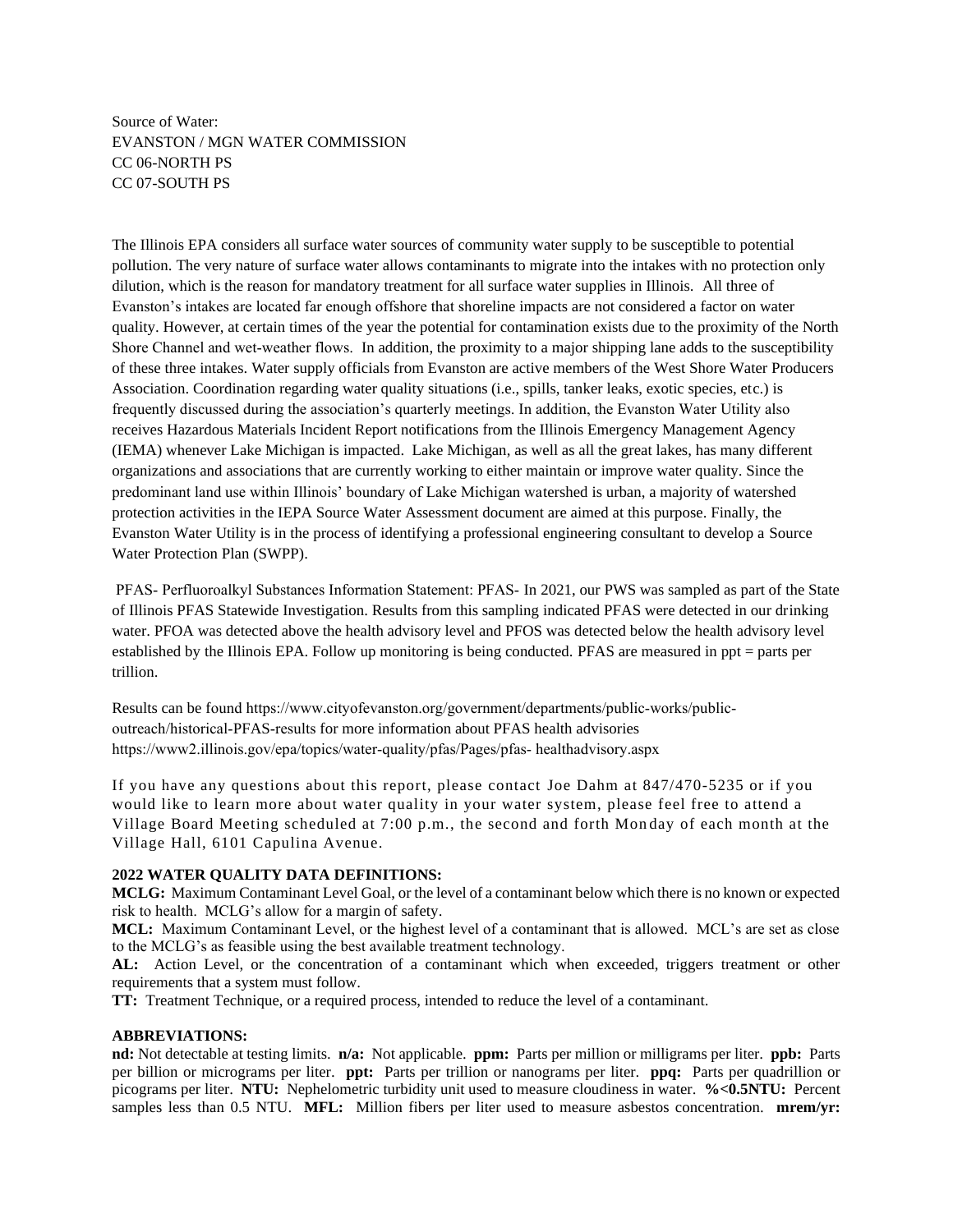Source of Water:
EVANSTON / MGN WATER COMMISSION
CC 06-NORTH PS
CC 07-SOUTH PS

The Illinois EPA considers all surface water sources of community water supply to be susceptible to potential pollution. The very nature of surface water allows contaminants to migrate into the intakes with no protection only dilution, which is the reason for mandatory treatment for all surface water supplies in Illinois. All three of Evanston's intakes are located far enough offshore that shoreline impacts are not considered a factor on water quality. However, at certain times of the year the potential for contamination exists due to the proximity of the North Shore Channel and wet-weather flows. In addition, the proximity to a major shipping lane adds to the susceptibility of these three intakes. Water supply officials from Evanston are active members of the West Shore Water Producers Association. Coordination regarding water quality situations (i.e., spills, tanker leaks, exotic species, etc.) is frequently discussed during the association's quarterly meetings. In addition, the Evanston Water Utility also receives Hazardous Materials Incident Report notifications from the Illinois Emergency Management Agency (IEMA) whenever Lake Michigan is impacted. Lake Michigan, as well as all the great lakes, has many different organizations and associations that are currently working to either maintain or improve water quality. Since the predominant land use within Illinois' boundary of Lake Michigan watershed is urban, a majority of watershed protection activities in the IEPA Source Water Assessment document are aimed at this purpose. Finally, the Evanston Water Utility is in the process of identifying a professional engineering consultant to develop a Source Water Protection Plan (SWPP).

PFAS- Perfluoroalkyl Substances Information Statement: PFAS- In 2021, our PWS was sampled as part of the State of Illinois PFAS Statewide Investigation. Results from this sampling indicated PFAS were detected in our drinking water. PFOA was detected above the health advisory level and PFOS was detected below the health advisory level established by the Illinois EPA. Follow up monitoring is being conducted. PFAS are measured in ppt = parts per trillion.

Results can be found https://www.cityofevanston.org/government/departments/public-works/public-outreach/historical-PFAS-results for more information about PFAS health advisories https://www2.illinois.gov/epa/topics/water-quality/pfas/Pages/pfas- healthadvisory.aspx

If you have any questions about this report, please contact Joe Dahm at 847/470-5235 or if you would like to learn more about water quality in your water system, please feel free to attend a Village Board Meeting scheduled at 7:00 p.m., the second and forth Monday of each month at the Village Hall, 6101 Capulina Avenue.

**2022 WATER QUALITY DATA DEFINITIONS:**

**MCLG:** Maximum Contaminant Level Goal, or the level of a contaminant below which there is no known or expected risk to health. MCLG's allow for a margin of safety.

**MCL:** Maximum Contaminant Level, or the highest level of a contaminant that is allowed. MCL's are set as close to the MCLG's as feasible using the best available treatment technology.

**AL:** Action Level, or the concentration of a contaminant which when exceeded, triggers treatment or other requirements that a system must follow.

**TT:** Treatment Technique, or a required process, intended to reduce the level of a contaminant.

**ABBREVIATIONS:**

**nd:** Not detectable at testing limits. **n/a:** Not applicable. **ppm:** Parts per million or milligrams per liter. **ppb:** Parts per billion or micrograms per liter. **ppt:** Parts per trillion or nanograms per liter. **ppq:** Parts per quadrillion or picograms per liter. **NTU:** Nephelometric turbidity unit used to measure cloudiness in water. **%<0.5NTU:** Percent samples less than 0.5 NTU. **MFL:** Million fibers per liter used to measure asbestos concentration. **mrem/yr:**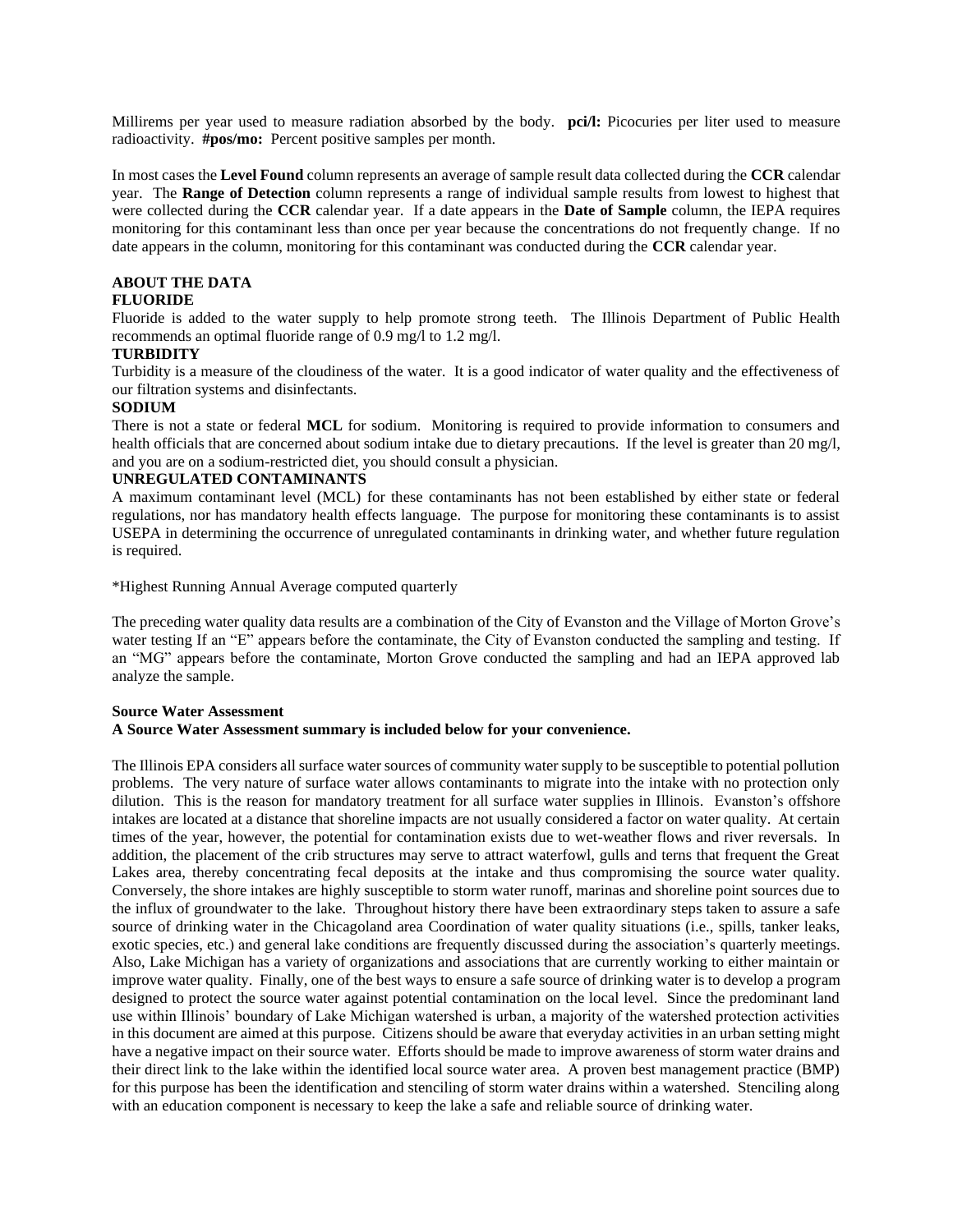Millirems per year used to measure radiation absorbed by the body. **pci/l:** Picocuries per liter used to measure radioactivity. **#pos/mo:** Percent positive samples per month.

In most cases the **Level Found** column represents an average of sample result data collected during the **CCR** calendar year. The **Range of Detection** column represents a range of individual sample results from lowest to highest that were collected during the **CCR** calendar year. If a date appears in the **Date of Sample** column, the IEPA requires monitoring for this contaminant less than once per year because the concentrations do not frequently change. If no date appears in the column, monitoring for this contaminant was conducted during the **CCR** calendar year.

**ABOUT THE DATA**

**FLUORIDE**

Fluoride is added to the water supply to help promote strong teeth. The Illinois Department of Public Health recommends an optimal fluoride range of 0.9 mg/l to 1.2 mg/l.

**TURBIDITY**

Turbidity is a measure of the cloudiness of the water. It is a good indicator of water quality and the effectiveness of our filtration systems and disinfectants.

**SODIUM**

There is not a state or federal **MCL** for sodium. Monitoring is required to provide information to consumers and health officials that are concerned about sodium intake due to dietary precautions. If the level is greater than 20 mg/l, and you are on a sodium-restricted diet, you should consult a physician.

**UNREGULATED CONTAMINANTS**

A maximum contaminant level (MCL) for these contaminants has not been established by either state or federal regulations, nor has mandatory health effects language. The purpose for monitoring these contaminants is to assist USEPA in determining the occurrence of unregulated contaminants in drinking water, and whether future regulation is required.

*Highest Running Annual Average computed quarterly

The preceding water quality data results are a combination of the City of Evanston and the Village of Morton Grove's water testing If an "E" appears before the contaminate, the City of Evanston conducted the sampling and testing. If an "MG" appears before the contaminate, Morton Grove conducted the sampling and had an IEPA approved lab analyze the sample.

**Source Water Assessment**

**A Source Water Assessment summary is included below for your convenience.**

The Illinois EPA considers all surface water sources of community water supply to be susceptible to potential pollution problems. The very nature of surface water allows contaminants to migrate into the intake with no protection only dilution. This is the reason for mandatory treatment for all surface water supplies in Illinois. Evanston's offshore intakes are located at a distance that shoreline impacts are not usually considered a factor on water quality. At certain times of the year, however, the potential for contamination exists due to wet-weather flows and river reversals. In addition, the placement of the crib structures may serve to attract waterfowl, gulls and terns that frequent the Great Lakes area, thereby concentrating fecal deposits at the intake and thus compromising the source water quality. Conversely, the shore intakes are highly susceptible to storm water runoff, marinas and shoreline point sources due to the influx of groundwater to the lake. Throughout history there have been extraordinary steps taken to assure a safe source of drinking water in the Chicagoland area Coordination of water quality situations (i.e., spills, tanker leaks, exotic species, etc.) and general lake conditions are frequently discussed during the association's quarterly meetings. Also, Lake Michigan has a variety of organizations and associations that are currently working to either maintain or improve water quality. Finally, one of the best ways to ensure a safe source of drinking water is to develop a program designed to protect the source water against potential contamination on the local level. Since the predominant land use within Illinois' boundary of Lake Michigan watershed is urban, a majority of the watershed protection activities in this document are aimed at this purpose. Citizens should be aware that everyday activities in an urban setting might have a negative impact on their source water. Efforts should be made to improve awareness of storm water drains and their direct link to the lake within the identified local source water area. A proven best management practice (BMP) for this purpose has been the identification and stenciling of storm water drains within a watershed. Stenciling along with an education component is necessary to keep the lake a safe and reliable source of drinking water.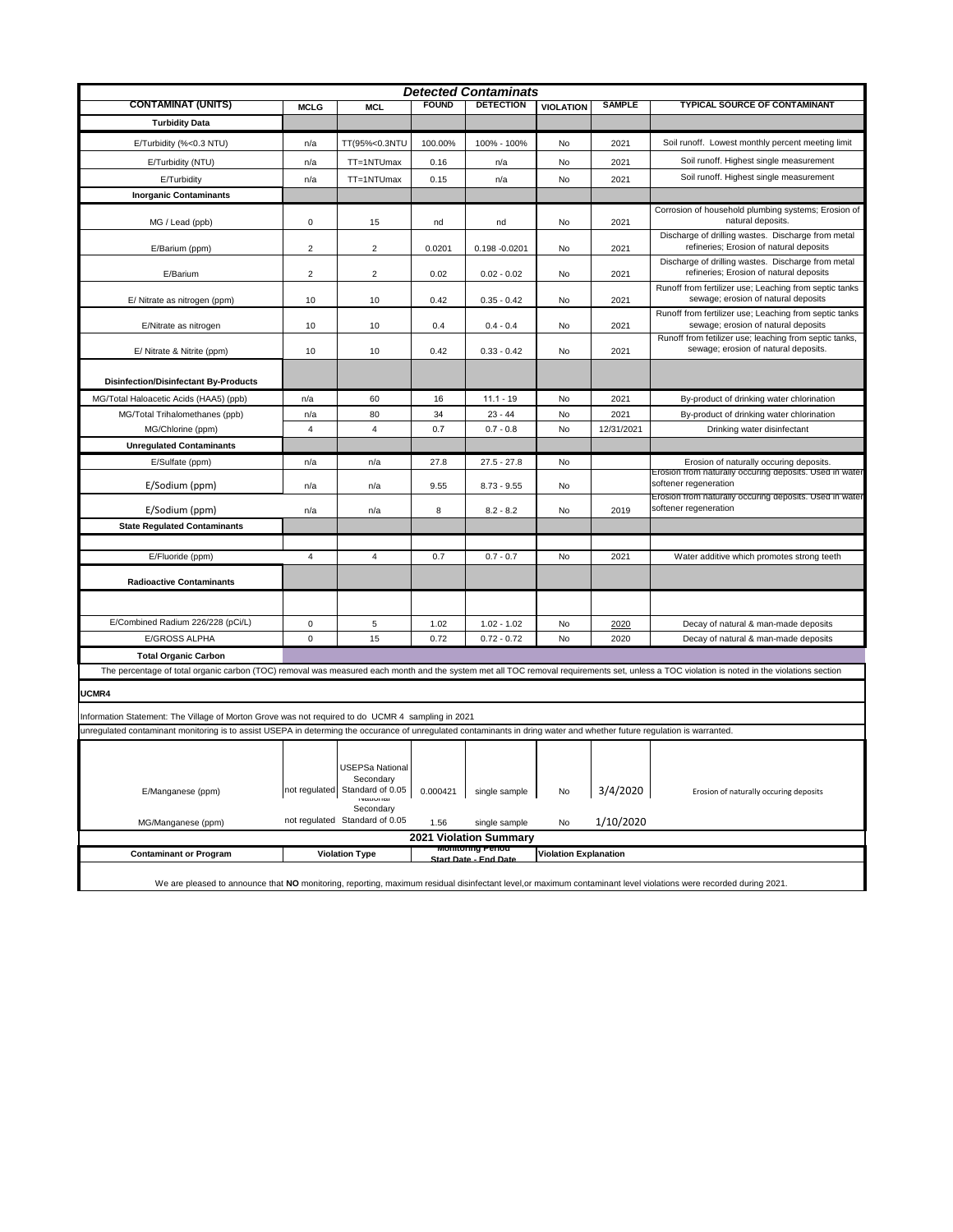## *Detected Contaminats*

| CONTAMINAT (UNITS) | MCLG | MCL | FOUND | DETECTION | VIOLATION | SAMPLE | TYPICAL SOURCE OF CONTAMINANT |
|---|---|---|---|---|---|---|---|
| **Turbidity Data** | | | | | | | |
| E/Turbidity (%<0.3 NTU) | n/a | TT(95%<0.3NTU | 100.00% | 100% - 100% | No | 2021 | Soil runoff. Lowest monthly percent meeting limit |
| E/Turbidity (NTU) | n/a | TT=1NTUmax | 0.16 | n/a | No | 2021 | Soil runoff. Highest single measurement |
| E/Turbidity | n/a | TT=1NTUmax | 0.15 | n/a | No | 2021 | Soil runoff. Highest single measurement |
| **Inorganic Contaminants** | | | | | | | |
| MG / Lead (ppb) | 0 | 15 | nd | nd | No | 2021 | Corrosion of household plumbing systems; Erosion of natural deposits. |
| E/Barium (ppm) | 2 | 2 | 0.0201 | 0.198 -0.0201 | No | 2021 | Discharge of drilling wastes. Discharge from metal refineries; Erosion of natural deposits |
| E/Barium | 2 | 2 | 0.02 | 0.02 - 0.02 | No | 2021 | Discharge of drilling wastes. Discharge from metal refineries; Erosion of natural deposits |
| E/ Nitrate as nitrogen (ppm) | 10 | 10 | 0.42 | 0.35 - 0.42 | No | 2021 | Runoff from fertilizer use; Leaching from septic tanks sewage; erosion of natural deposits |
| E/Nitrate as nitrogen | 10 | 10 | 0.4 | 0.4 - 0.4 | No | 2021 | Runoff from fertilizer use; Leaching from septic tanks sewage; erosion of natural deposits |
| E/ Nitrate & Nitrite (ppm) | 10 | 10 | 0.42 | 0.33 - 0.42 | No | 2021 | Runoff from fetilizer use; leaching from septic tanks, sewage; erosion of natural deposits. |
| **Disinfection/Disinfectant By-Products** | | | | | | | |
| MG/Total Haloacetic Acids (HAA5) (ppb) | n/a | 60 | 16 | 11.1 - 19 | No | 2021 | By-product of drinking water chlorination |
| MG/Total Trihalomethanes (ppb) | n/a | 80 | 34 | 23 - 44 | No | 2021 | By-product of drinking water chlorination |
| MG/Chlorine (ppm) | 4 | 4 | 0.7 | 0.7 - 0.8 | No | 12/31/2021 | Drinking water disinfectant |
| **Unregulated Contaminants** | | | | | | | |
| E/Sulfate (ppm) | n/a | n/a | 27.8 | 27.5 - 27.8 | No | | Erosion of naturally occuring deposits. |
| E/Sodium (ppm) | n/a | n/a | 9.55 | 8.73 - 9.55 | No | | Erosion from naturally occuring deposits. Used in water softener regeneration |
| E/Sodium (ppm) | n/a | n/a | 8 | 8.2 - 8.2 | No | 2019 | Erosion from naturally occuring deposits. Used in water softener regeneration |
| **State Regulated Contaminants** | | | | | | | |
| | | | | | | | |
| E/Fluoride (ppm) | 4 | 4 | 0.7 | 0.7 - 0.7 | No | 2021 | Water additive which promotes strong teeth |
| **Radioactive Contaminants** | | | | | | | |
| | | | | | | | |
| E/Combined Radium 226/228 (pCi/L) | 0 | 5 | 1.02 | 1.02 - 1.02 | No | 2020 | Decay of natural & man-made deposits |
| E/GROSS ALPHA | 0 | 15 | 0.72 | 0.72 - 0.72 | No | 2020 | Decay of natural & man-made deposits |
| **Total Organic Carbon** | | | | | | | |

The percentage of total organic carbon (TOC) removal was measured each month and the system met all TOC removal requirements set, unless a TOC violation is noted in the violations section

**UCMR4**

Information Statement: The Village of Morton Grove was not required to do UCMR 4 sampling in 2021

unregulated contaminant monitoring is to assist USEPA in determing the occurance of unregulated contaminants in dring water and whether future regulation is warranted.

| | | | | | | | |
|---|---|---|---|---|---|---|---|
| E/Manganese (ppm) | not regulated | USEPSa National Secondary Standard of 0.05 | 0.000421 | single sample | No | 3/4/2020 | Erosion of naturally occuring deposits |
| MG/Manganese (ppm) | not regulated | National Secondary Standard of 0.05 | 1.56 | single sample | No | 1/10/2020 | |

**2021 Violation Summary**

| Contaminant or Program | Violation Type | Monitoring Period Start Date - End Date | Violation Explanation |
|---|---|---|---|

We are pleased to announce that **NO** monitoring, reporting, maximum residual disinfectant level,or maximum contaminant level violations were recorded during 2021.